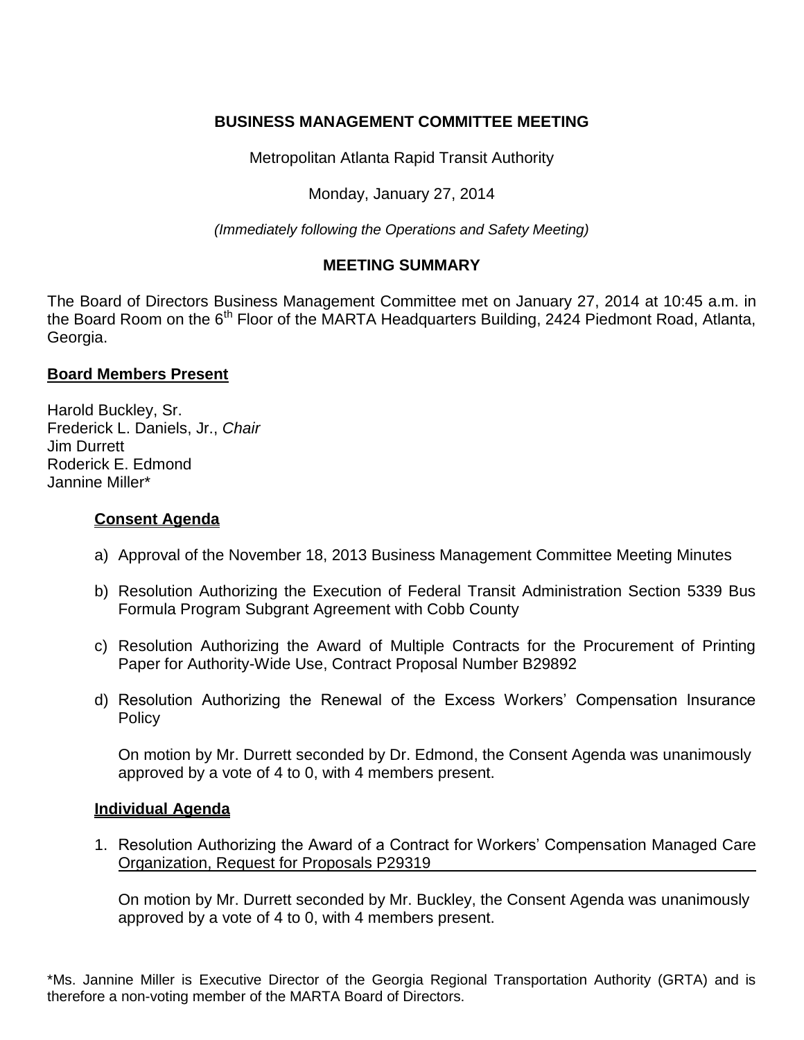# BUSINESS MANAGEMENT COMMITTEE MEETING

Metropolitan Atlanta Rapid Transit Authority

Monday, January 27, 2014

*(Immediately following the Operations and Safety Meeting)*

## MEETING SUMMARY

The Board of Directors Business Management Committee met on January 27, 2014 at 10:45 a.m. in the Board Room on the 6th Floor of the MARTA Headquarters Building, 2424 Piedmont Road, Atlanta, Georgia.

### Board Members Present

Harold Buckley, Sr.
Frederick L. Daniels, Jr., *Chair*
Jim Durrett
Roderick E. Edmond
Jannine Miller*

### Consent Agenda

a) Approval of the November 18, 2013 Business Management Committee Meeting Minutes

b) Resolution Authorizing the Execution of Federal Transit Administration Section 5339 Bus Formula Program Subgrant Agreement with Cobb County

c) Resolution Authorizing the Award of Multiple Contracts for the Procurement of Printing Paper for Authority-Wide Use, Contract Proposal Number B29892

d) Resolution Authorizing the Renewal of the Excess Workers' Compensation Insurance Policy

On motion by Mr. Durrett seconded by Dr. Edmond, the Consent Agenda was unanimously approved by a vote of 4 to 0, with 4 members present.

### Individual Agenda

1. Resolution Authorizing the Award of a Contract for Workers' Compensation Managed Care Organization, Request for Proposals P29319

   On motion by Mr. Durrett seconded by Mr. Buckley, the Consent Agenda was unanimously approved by a vote of 4 to 0, with 4 members present.

*Ms. Jannine Miller is Executive Director of the Georgia Regional Transportation Authority (GRTA) and is therefore a non-voting member of the MARTA Board of Directors.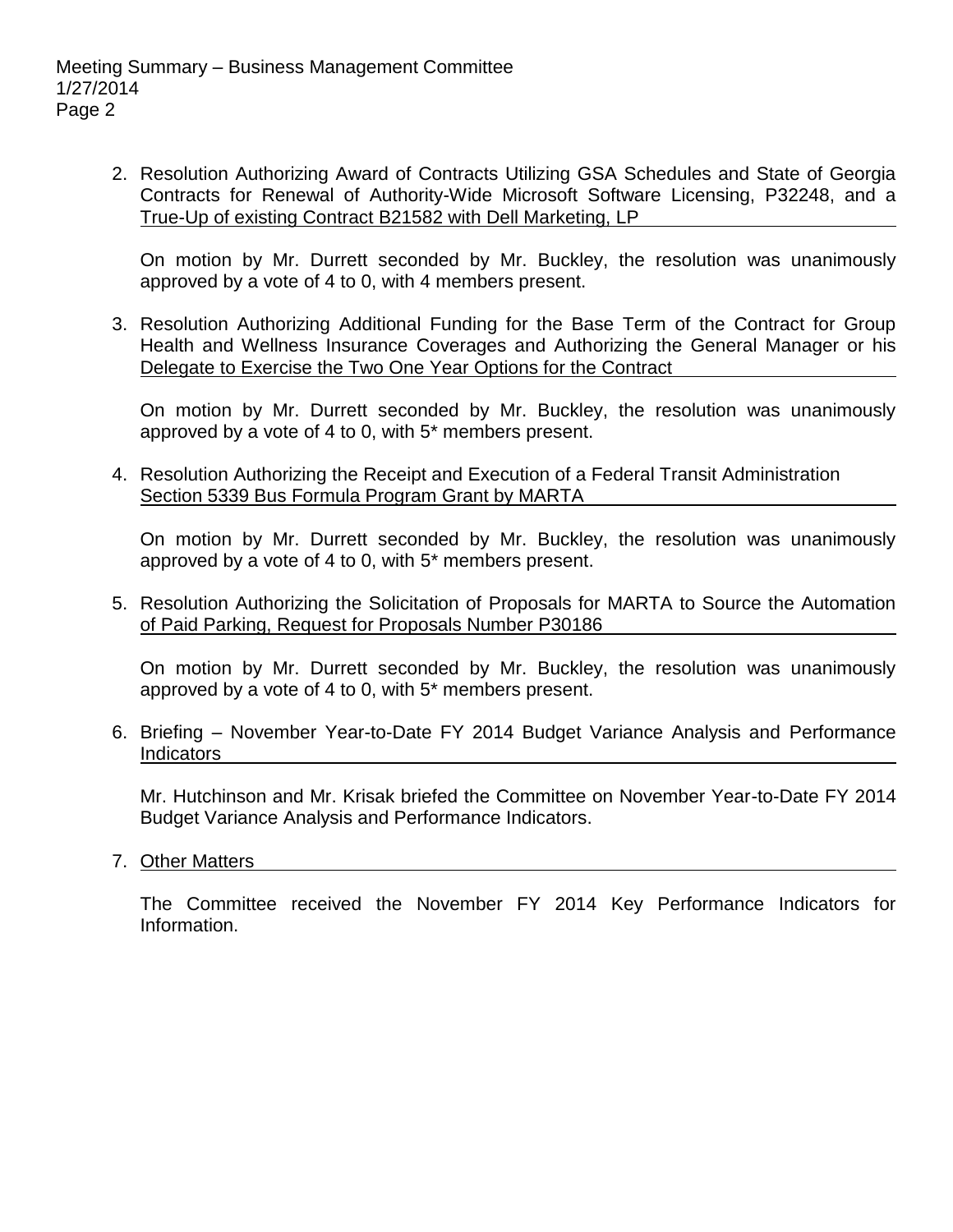2. Resolution Authorizing Award of Contracts Utilizing GSA Schedules and State of Georgia Contracts for Renewal of Authority-Wide Microsoft Software Licensing, P32248, and a True-Up of existing Contract B21582 with Dell Marketing, LP

   On motion by Mr. Durrett seconded by Mr. Buckley, the resolution was unanimously approved by a vote of 4 to 0, with 4 members present.

3. Resolution Authorizing Additional Funding for the Base Term of the Contract for Group Health and Wellness Insurance Coverages and Authorizing the General Manager or his Delegate to Exercise the Two One Year Options for the Contract

   On motion by Mr. Durrett seconded by Mr. Buckley, the resolution was unanimously approved by a vote of 4 to 0, with 5* members present.

4. Resolution Authorizing the Receipt and Execution of a Federal Transit Administration Section 5339 Bus Formula Program Grant by MARTA

   On motion by Mr. Durrett seconded by Mr. Buckley, the resolution was unanimously approved by a vote of 4 to 0, with 5* members present.

5. Resolution Authorizing the Solicitation of Proposals for MARTA to Source the Automation of Paid Parking, Request for Proposals Number P30186

   On motion by Mr. Durrett seconded by Mr. Buckley, the resolution was unanimously approved by a vote of 4 to 0, with 5* members present.

6. Briefing – November Year-to-Date FY 2014 Budget Variance Analysis and Performance Indicators

   Mr. Hutchinson and Mr. Krisak briefed the Committee on November Year-to-Date FY 2014 Budget Variance Analysis and Performance Indicators.

7. Other Matters

   The Committee received the November FY 2014 Key Performance Indicators for Information.